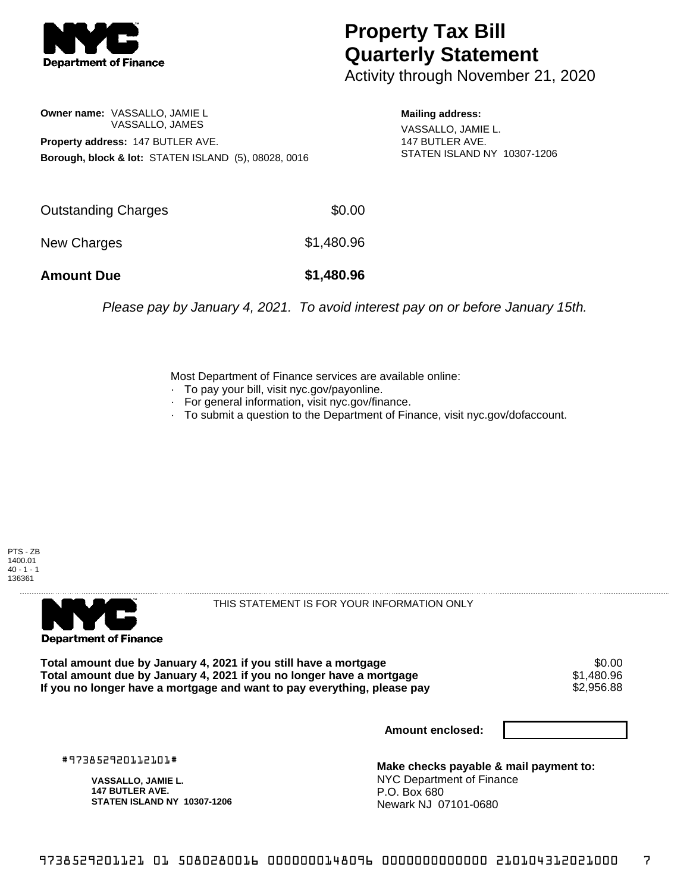# Property Tax Bill Quarterly Statement

Activity through November 21, 2020

**Owner name:** VASSALLO, JAMIE L
VASSALLO, JAMES

**Property address:** 147 BUTLER AVE.

**Borough, block & lot:** STATEN ISLAND (5), 08028, 0016

**Mailing address:**
VASSALLO, JAMIE L.
147 BUTLER AVE.
STATEN ISLAND NY 10307-1206

| | |
|---|---|
| Outstanding Charges | $0.00 |
| New Charges | $1,480.96 |
| **Amount Due** | **$1,480.96** |

*Please pay by January 4, 2021. To avoid interest pay on or before January 15th.*

Most Department of Finance services are available online:
- To pay your bill, visit nyc.gov/payonline.
- For general information, visit nyc.gov/finance.
- To submit a question to the Department of Finance, visit nyc.gov/dofaccount.

PTS - ZB
1400.01
40 - 1 - 1
136361

THIS STATEMENT IS FOR YOUR INFORMATION ONLY

| | |
|---|---|
| **Total amount due by January 4, 2021 if you still have a mortgage** | $0.00 |
| **Total amount due by January 4, 2021 if you no longer have a mortgage** | $1,480.96 |
| **If you no longer have a mortgage and want to pay everything, please pay** | $2,956.88 |

**Amount enclosed:**

#973852920112101#

**VASSALLO, JAMIE L.**
**147 BUTLER AVE.**
**STATEN ISLAND NY 10307-1206**

**Make checks payable & mail payment to:**
NYC Department of Finance
P.O. Box 680
Newark NJ 07101-0680

9738529201121 01 5080280016 0000000148096 0000000000000 210104312021000 7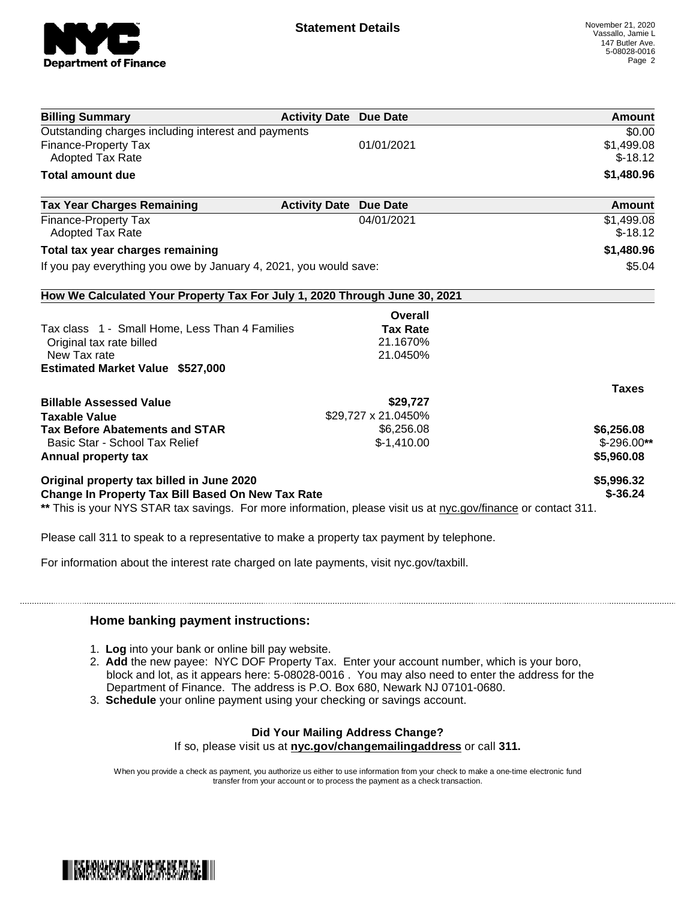## Statement Details

November 21, 2020
Vassallo, Jamie L
147 Butler Ave.
5-08028-0016

| Billing Summary | Activity Date | Due Date | Amount |
|---|---|---|---|
| Outstanding charges including interest and payments | | | $0.00 |
| Finance-Property Tax | | 01/01/2021 | $1,499.08 |
| Adopted Tax Rate | | | $-18.12 |
| **Total amount due** | | | **$1,480.96** |

| Tax Year Charges Remaining | Activity Date | Due Date | Amount |
|---|---|---|---|
| Finance-Property Tax | | 04/01/2021 | $1,499.08 |
| Adopted Tax Rate | | | $-18.12 |
| **Total tax year charges remaining** | | | **$1,480.96** |
| If you pay everything you owe by January 4, 2021, you would save: | | | $5.04 |

### How We Calculated Your Property Tax For July 1, 2020 Through June 30, 2021

| | Overall Tax Rate | Taxes |
|---|---|---|
| Tax class 1 - Small Home, Less Than 4 Families | | |
| Original tax rate billed | 21.1670% | |
| New Tax rate | 21.0450% | |
| **Estimated Market Value $527,000** | | |
| **Billable Assessed Value** | **$29,727** | |
| **Taxable Value** | $29,727 x 21.0450% | |
| **Tax Before Abatements and STAR** | $6,256.08 | **$6,256.08** |
| Basic Star - School Tax Relief | $-1,410.00 | $-296.00** |
| **Annual property tax** | | **$5,960.08** |
| **Original property tax billed in June 2020** | | **$5,996.32** |
| **Change In Property Tax Bill Based On New Tax Rate** | | **$-36.24** |

** This is your NYS STAR tax savings. For more information, please visit us at nyc.gov/finance or contact 311.

Please call 311 to speak to a representative to make a property tax payment by telephone.

For information about the interest rate charged on late payments, visit nyc.gov/taxbill.

### Home banking payment instructions:

1. **Log** into your bank or online bill pay website.
2. **Add** the new payee: NYC DOF Property Tax. Enter your account number, which is your boro, block and lot, as it appears here: 5-08028-0016 . You may also need to enter the address for the Department of Finance. The address is P.O. Box 680, Newark NJ 07101-0680.
3. **Schedule** your online payment using your checking or savings account.

**Did Your Mailing Address Change?**
If so, please visit us at **nyc.gov/changemailingaddress** or call **311.**

When you provide a check as payment, you authorize us either to use information from your check to make a one-time electronic fund transfer from your account or to process the payment as a check transaction.